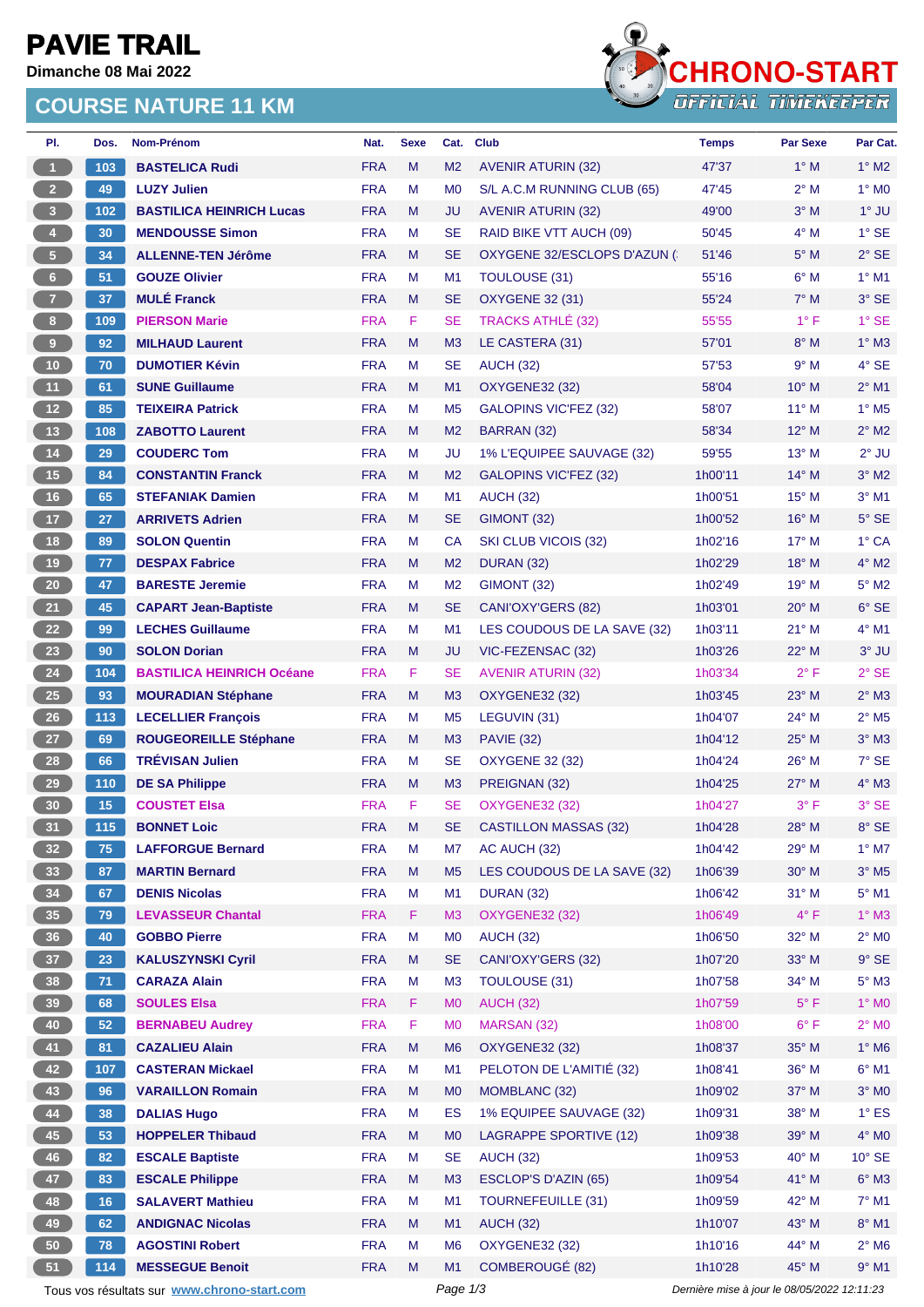# PAVIE TRAIL

**Dimanche 08 Mai 2022**

## COURSE NATURE 11 KM

| Pl. | Dos. | Nom-Prénom | Nat. | Sexe | Cat. | Club | Temps | Par Sexe | Par Cat. |
|---|---|---|---|---|---|---|---|---|---|
| 1 | 103 | BASTELICA Rudi | FRA | M | M2 | AVENIR ATURIN (32) | 47'37 | 1° M | 1° M2 |
| 2 | 49 | LUZY Julien | FRA | M | M0 | S/L A.C.M RUNNING CLUB (65) | 47'45 | 2° M | 1° M0 |
| 3 | 102 | BASTILICA HEINRICH Lucas | FRA | M | JU | AVENIR ATURIN (32) | 49'00 | 3° M | 1° JU |
| 4 | 30 | MENDOUSSE Simon | FRA | M | SE | RAID BIKE VTT AUCH (09) | 50'45 | 4° M | 1° SE |
| 5 | 34 | ALLENNE-TEN Jérôme | FRA | M | SE | OXYGENE 32/ESCLOPS D'AZUN ( | 51'46 | 5° M | 2° SE |
| 6 | 51 | GOUZE Olivier | FRA | M | M1 | TOULOUSE (31) | 55'16 | 6° M | 1° M1 |
| 7 | 37 | MULÉ Franck | FRA | M | SE | OXYGENE 32 (31) | 55'24 | 7° M | 3° SE |
| 8 | 109 | PIERSON Marie | FRA | F | SE | TRACKS ATHLÉ (32) | 55'55 | 1° F | 1° SE |
| 9 | 92 | MILHAUD Laurent | FRA | M | M3 | LE CASTERA (31) | 57'01 | 8° M | 1° M3 |
| 10 | 70 | DUMOTIER Kévin | FRA | M | SE | AUCH (32) | 57'53 | 9° M | 4° SE |
| 11 | 61 | SUNE Guillaume | FRA | M | M1 | OXYGENE32 (32) | 58'04 | 10° M | 2° M1 |
| 12 | 85 | TEIXEIRA Patrick | FRA | M | M5 | GALOPINS VIC'FEZ (32) | 58'07 | 11° M | 1° M5 |
| 13 | 108 | ZABOTTO Laurent | FRA | M | M2 | BARRAN (32) | 58'34 | 12° M | 2° M2 |
| 14 | 29 | COUDERC Tom | FRA | M | JU | 1% L'EQUIPEE SAUVAGE (32) | 59'55 | 13° M | 2° JU |
| 15 | 84 | CONSTANTIN Franck | FRA | M | M2 | GALOPINS VIC'FEZ (32) | 1h00'11 | 14° M | 3° M2 |
| 16 | 65 | STEFANIAK Damien | FRA | M | M1 | AUCH (32) | 1h00'51 | 15° M | 3° M1 |
| 17 | 27 | ARRIVETS Adrien | FRA | M | SE | GIMONT (32) | 1h00'52 | 16° M | 5° SE |
| 18 | 89 | SOLON Quentin | FRA | M | CA | SKI CLUB VICOIS (32) | 1h02'16 | 17° M | 1° CA |
| 19 | 77 | DESPAX Fabrice | FRA | M | M2 | DURAN (32) | 1h02'29 | 18° M | 4° M2 |
| 20 | 47 | BARESTE Jeremie | FRA | M | M2 | GIMONT (32) | 1h02'49 | 19° M | 5° M2 |
| 21 | 45 | CAPART Jean-Baptiste | FRA | M | SE | CANI'OXY'GERS (82) | 1h03'01 | 20° M | 6° SE |
| 22 | 99 | LECHES Guillaume | FRA | M | M1 | LES COUDOUS DE LA SAVE (32) | 1h03'11 | 21° M | 4° M1 |
| 23 | 90 | SOLON Dorian | FRA | M | JU | VIC-FEZENSAC (32) | 1h03'26 | 22° M | 3° JU |
| 24 | 104 | BASTILICA HEINRICH Océane | FRA | F | SE | AVENIR ATURIN (32) | 1h03'34 | 2° F | 2° SE |
| 25 | 93 | MOURADIAN Stéphane | FRA | M | M3 | OXYGENE32 (32) | 1h03'45 | 23° M | 2° M3 |
| 26 | 113 | LECELLIER François | FRA | M | M5 | LEGUVIN (31) | 1h04'07 | 24° M | 2° M5 |
| 27 | 69 | ROUGEOREILLE Stéphane | FRA | M | M3 | PAVIE (32) | 1h04'12 | 25° M | 3° M3 |
| 28 | 66 | TRÉVISAN Julien | FRA | M | SE | OXYGENE 32 (32) | 1h04'24 | 26° M | 7° SE |
| 29 | 110 | DE SA Philippe | FRA | M | M3 | PREIGNAN (32) | 1h04'25 | 27° M | 4° M3 |
| 30 | 15 | COUSTET Elsa | FRA | F | SE | OXYGENE32 (32) | 1h04'27 | 3° F | 3° SE |
| 31 | 115 | BONNET Loic | FRA | M | SE | CASTILLON MASSAS (32) | 1h04'28 | 28° M | 8° SE |
| 32 | 75 | LAFFORGUE Bernard | FRA | M | M7 | AC AUCH (32) | 1h04'42 | 29° M | 1° M7 |
| 33 | 87 | MARTIN Bernard | FRA | M | M5 | LES COUDOUS DE LA SAVE (32) | 1h06'39 | 30° M | 3° M5 |
| 34 | 67 | DENIS Nicolas | FRA | M | M1 | DURAN (32) | 1h06'42 | 31° M | 5° M1 |
| 35 | 79 | LEVASSEUR Chantal | FRA | F | M3 | OXYGENE32 (32) | 1h06'49 | 4° F | 1° M3 |
| 36 | 40 | GOBBO Pierre | FRA | M | M0 | AUCH (32) | 1h06'50 | 32° M | 2° M0 |
| 37 | 23 | KALUSZYNSKI Cyril | FRA | M | SE | CANI'OXY'GERS (32) | 1h07'20 | 33° M | 9° SE |
| 38 | 71 | CARAZA Alain | FRA | M | M3 | TOULOUSE (31) | 1h07'58 | 34° M | 5° M3 |
| 39 | 68 | SOULES Elsa | FRA | F | M0 | AUCH (32) | 1h07'59 | 5° F | 1° M0 |
| 40 | 52 | BERNABEU Audrey | FRA | F | M0 | MARSAN (32) | 1h08'00 | 6° F | 2° M0 |
| 41 | 81 | CAZALIEU Alain | FRA | M | M6 | OXYGENE32 (32) | 1h08'37 | 35° M | 1° M6 |
| 42 | 107 | CASTERAN Mickael | FRA | M | M1 | PELOTON DE L'AMITIÉ (32) | 1h08'41 | 36° M | 6° M1 |
| 43 | 96 | VARAILLON Romain | FRA | M | M0 | MOMBLANC (32) | 1h09'02 | 37° M | 3° M0 |
| 44 | 38 | DALIAS Hugo | FRA | M | ES | 1% EQUIPEE SAUVAGE (32) | 1h09'31 | 38° M | 1° ES |
| 45 | 53 | HOPPELER Thibaud | FRA | M | M0 | LAGRAPPE SPORTIVE (12) | 1h09'38 | 39° M | 4° M0 |
| 46 | 82 | ESCALE Baptiste | FRA | M | SE | AUCH (32) | 1h09'53 | 40° M | 10° SE |
| 47 | 83 | ESCALE Philippe | FRA | M | M3 | ESCLOP'S D'AZIN (65) | 1h09'54 | 41° M | 6° M3 |
| 48 | 16 | SALAVERT Mathieu | FRA | M | M1 | TOURNEFEUILLE (31) | 1h09'59 | 42° M | 7° M1 |
| 49 | 62 | ANDIGNAC Nicolas | FRA | M | M1 | AUCH (32) | 1h10'07 | 43° M | 8° M1 |
| 50 | 78 | AGOSTINI Robert | FRA | M | M6 | OXYGENE32 (32) | 1h10'16 | 44° M | 2° M6 |
| 51 | 114 | MESSEGUE Benoit | FRA | M | M1 | COMBEROUGÉ (82) | 1h10'28 | 45° M | 9° M1 |

Tous vos résultats sur www.chrono-start.com

Dernière mise à jour le 08/05/2022 12:11:23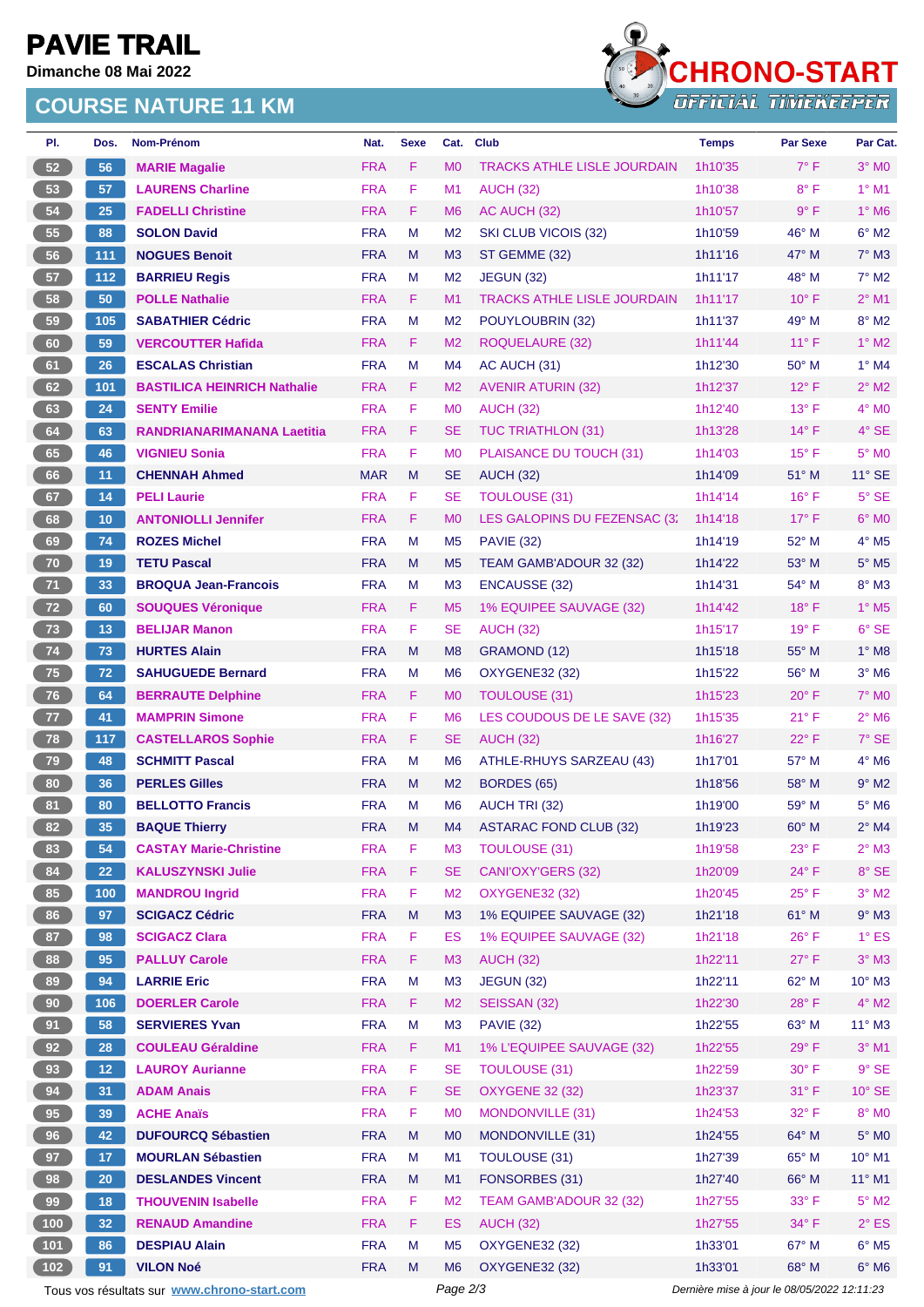# PAVIE TRAIL

**Dimanche 08 Mai 2022**

## COURSE NATURE 11 KM

| Pl. | Dos. | Nom-Prénom | Nat. | Sexe | Cat. | Club | Temps | Par Sexe | Par Cat. |
|---|---|---|---|---|---|---|---|---|---|
| 52 | 56 | MARIE Magalie | FRA | F | M0 | TRACKS ATHLE LISLE JOURDAIN | 1h10'35 | 7° F | 3° M0 |
| 53 | 57 | LAURENS Charline | FRA | F | M1 | AUCH (32) | 1h10'38 | 8° F | 1° M1 |
| 54 | 25 | FADELLI Christine | FRA | F | M6 | AC AUCH (32) | 1h10'57 | 9° F | 1° M6 |
| 55 | 88 | SOLON David | FRA | M | M2 | SKI CLUB VICOIS (32) | 1h10'59 | 46° M | 6° M2 |
| 56 | 111 | NOGUES Benoit | FRA | M | M3 | ST GEMME (32) | 1h11'16 | 47° M | 7° M3 |
| 57 | 112 | BARRIEU Regis | FRA | M | M2 | JEGUN (32) | 1h11'17 | 48° M | 7° M2 |
| 58 | 50 | POLLE Nathalie | FRA | F | M1 | TRACKS ATHLE LISLE JOURDAIN | 1h11'17 | 10° F | 2° M1 |
| 59 | 105 | SABATHIER Cédric | FRA | M | M2 | POUYLOUBRIN (32) | 1h11'37 | 49° M | 8° M2 |
| 60 | 59 | VERCOUTTER Hafida | FRA | F | M2 | ROQUELAURE (32) | 1h11'44 | 11° F | 1° M2 |
| 61 | 26 | ESCALAS Christian | FRA | M | M4 | AC AUCH (31) | 1h12'30 | 50° M | 1° M4 |
| 62 | 101 | BASTILICA HEINRICH Nathalie | FRA | F | M2 | AVENIR ATURIN (32) | 1h12'37 | 12° F | 2° M2 |
| 63 | 24 | SENTY Emilie | FRA | F | M0 | AUCH (32) | 1h12'40 | 13° F | 4° M0 |
| 64 | 63 | RANDRIANARIMANANA Laetitia | FRA | F | SE | TUC TRIATHLON (31) | 1h13'28 | 14° F | 4° SE |
| 65 | 46 | VIGNIEU Sonia | FRA | F | M0 | PLAISANCE DU TOUCH (31) | 1h14'03 | 15° F | 5° M0 |
| 66 | 11 | CHENNAH Ahmed | MAR | M | SE | AUCH (32) | 1h14'09 | 51° M | 11° SE |
| 67 | 14 | PELI Laurie | FRA | F | SE | TOULOUSE (31) | 1h14'14 | 16° F | 5° SE |
| 68 | 10 | ANTONIOLLI Jennifer | FRA | F | M0 | LES GALOPINS DU FEZENSAC (3: | 1h14'18 | 17° F | 6° M0 |
| 69 | 74 | ROZES Michel | FRA | M | M5 | PAVIE (32) | 1h14'19 | 52° M | 4° M5 |
| 70 | 19 | TETU Pascal | FRA | M | M5 | TEAM GAMB'ADOUR 32 (32) | 1h14'22 | 53° M | 5° M5 |
| 71 | 33 | BROQUA Jean-Francois | FRA | M | M3 | ENCAUSSE (32) | 1h14'31 | 54° M | 8° M3 |
| 72 | 60 | SOUQUES Véronique | FRA | F | M5 | 1% EQUIPEE SAUVAGE (32) | 1h14'42 | 18° F | 1° M5 |
| 73 | 13 | BELIJAR Manon | FRA | F | SE | AUCH (32) | 1h15'17 | 19° F | 6° SE |
| 74 | 73 | HURTES Alain | FRA | M | M8 | GRAMOND (12) | 1h15'18 | 55° M | 1° M8 |
| 75 | 72 | SAHUGUEDE Bernard | FRA | M | M6 | OXYGENE32 (32) | 1h15'22 | 56° M | 3° M6 |
| 76 | 64 | BERRAUTE Delphine | FRA | F | M0 | TOULOUSE (31) | 1h15'23 | 20° F | 7° M0 |
| 77 | 41 | MAMPRIN Simone | FRA | F | M6 | LES COUDOUS DE LE SAVE (32) | 1h15'35 | 21° F | 2° M6 |
| 78 | 117 | CASTELLAROS Sophie | FRA | F | SE | AUCH (32) | 1h16'27 | 22° F | 7° SE |
| 79 | 48 | SCHMITT Pascal | FRA | M | M6 | ATHLE-RHUYS SARZEAU (43) | 1h17'01 | 57° M | 4° M6 |
| 80 | 36 | PERLES Gilles | FRA | M | M2 | BORDES (65) | 1h18'56 | 58° M | 9° M2 |
| 81 | 80 | BELLOTTO Francis | FRA | M | M6 | AUCH TRI (32) | 1h19'00 | 59° M | 5° M6 |
| 82 | 35 | BAQUE Thierry | FRA | M | M4 | ASTARAC FOND CLUB (32) | 1h19'23 | 60° M | 2° M4 |
| 83 | 54 | CASTAY Marie-Christine | FRA | F | M3 | TOULOUSE (31) | 1h19'58 | 23° F | 2° M3 |
| 84 | 22 | KALUSZYNSKI Julie | FRA | F | SE | CANI'OXY'GERS (32) | 1h20'09 | 24° F | 8° SE |
| 85 | 100 | MANDROU Ingrid | FRA | F | M2 | OXYGENE32 (32) | 1h20'45 | 25° F | 3° M2 |
| 86 | 97 | SCIGACZ Cédric | FRA | M | M3 | 1% EQUIPEE SAUVAGE (32) | 1h21'18 | 61° M | 9° M3 |
| 87 | 98 | SCIGACZ Clara | FRA | F | ES | 1% EQUIPEE SAUVAGE (32) | 1h21'18 | 26° F | 1° ES |
| 88 | 95 | PALLUY Carole | FRA | F | M3 | AUCH (32) | 1h22'11 | 27° F | 3° M3 |
| 89 | 94 | LARRIE Eric | FRA | M | M3 | JEGUN (32) | 1h22'11 | 62° M | 10° M3 |
| 90 | 106 | DOERLER Carole | FRA | F | M2 | SEISSAN (32) | 1h22'30 | 28° F | 4° M2 |
| 91 | 58 | SERVIERES Yvan | FRA | M | M3 | PAVIE (32) | 1h22'55 | 63° M | 11° M3 |
| 92 | 28 | COULEAU Géraldine | FRA | F | M1 | 1% L'EQUIPEE SAUVAGE (32) | 1h22'55 | 29° F | 3° M1 |
| 93 | 12 | LAUROY Aurianne | FRA | F | SE | TOULOUSE (31) | 1h22'59 | 30° F | 9° SE |
| 94 | 31 | ADAM Anais | FRA | F | SE | OXYGENE 32 (32) | 1h23'37 | 31° F | 10° SE |
| 95 | 39 | ACHE Anaïs | FRA | F | M0 | MONDONVILLE (31) | 1h24'53 | 32° F | 8° M0 |
| 96 | 42 | DUFOURCQ Sébastien | FRA | M | M0 | MONDONVILLE (31) | 1h24'55 | 64° M | 5° M0 |
| 97 | 17 | MOURLAN Sébastien | FRA | M | M1 | TOULOUSE (31) | 1h27'39 | 65° M | 10° M1 |
| 98 | 20 | DESLANDES Vincent | FRA | M | M1 | FONSORBES (31) | 1h27'40 | 66° M | 11° M1 |
| 99 | 18 | THOUVENIN Isabelle | FRA | F | M2 | TEAM GAMB'ADOUR 32 (32) | 1h27'55 | 33° F | 5° M2 |
| 100 | 32 | RENAUD Amandine | FRA | F | ES | AUCH (32) | 1h27'55 | 34° F | 2° ES |
| 101 | 86 | DESPIAU Alain | FRA | M | M5 | OXYGENE32 (32) | 1h33'01 | 67° M | 6° M5 |
| 102 | 91 | VILON Noé | FRA | M | M6 | OXYGENE32 (32) | 1h33'01 | 68° M | 6° M6 |

Tous vos résultats sur www.chrono-start.com

Dernière mise à jour le 08/05/2022 12:11:23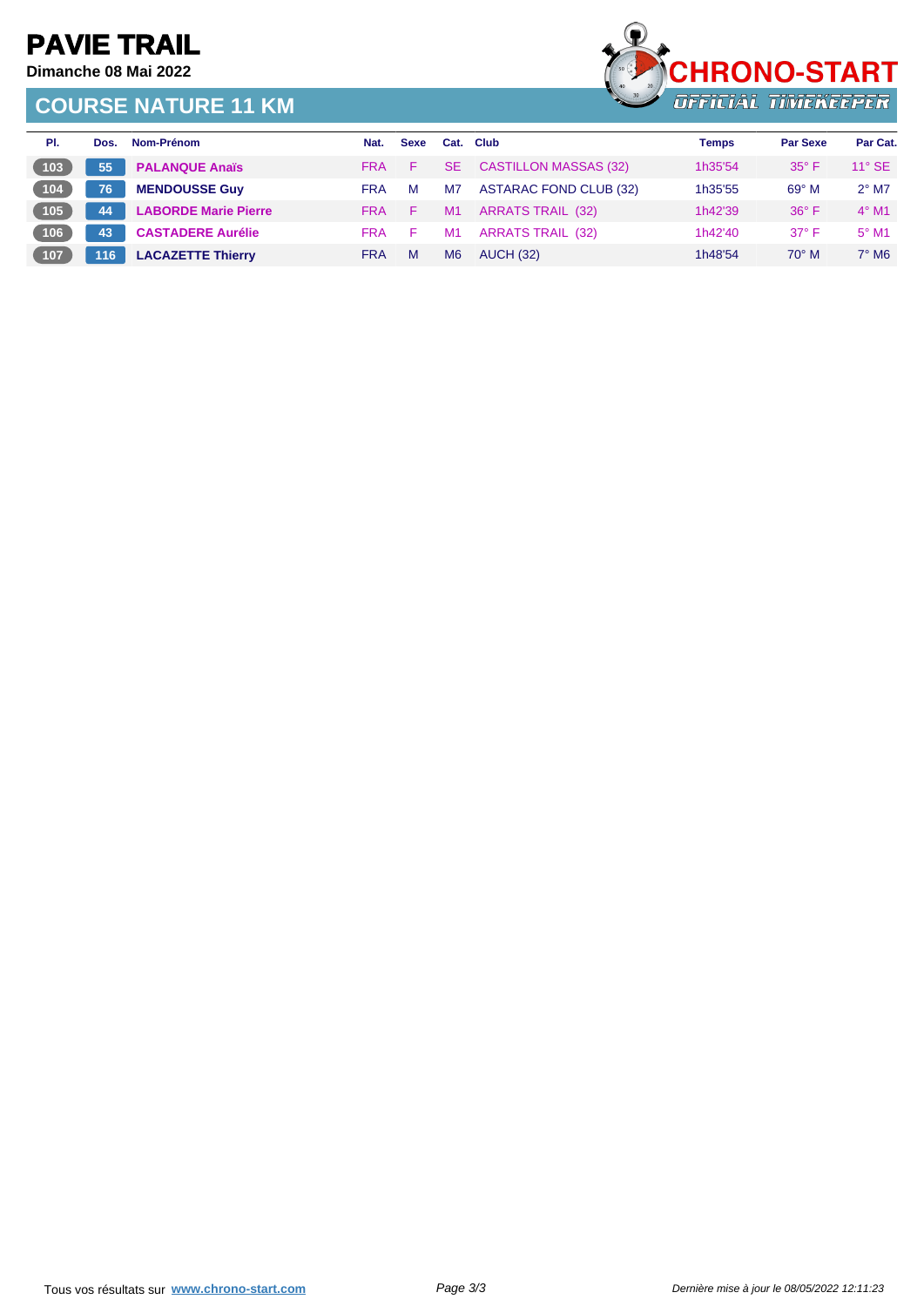# PAVIE TRAIL

**Dimanche 08 Mai 2022**

## COURSE NATURE 11 KM

| Pl. | Dos. | Nom-Prénom | Nat. | Sexe | Cat. | Club | Temps | Par Sexe | Par Cat. |
|---|---|---|---|---|---|---|---|---|---|
| 103 | 55 | **PALANQUE Anaïs** | FRA | F | SE | CASTILLON MASSAS (32) | 1h35'54 | 35° F | 11° SE |
| 104 | 76 | **MENDOUSSE Guy** | FRA | M | M7 | ASTARAC FOND CLUB (32) | 1h35'55 | 69° M | 2° M7 |
| 105 | 44 | **LABORDE Marie Pierre** | FRA | F | M1 | ARRATS TRAIL (32) | 1h42'39 | 36° F | 4° M1 |
| 106 | 43 | **CASTADERE Aurélie** | FRA | F | M1 | ARRATS TRAIL (32) | 1h42'40 | 37° F | 5° M1 |
| 107 | 116 | **LACAZETTE Thierry** | FRA | M | M6 | AUCH (32) | 1h48'54 | 70° M | 7° M6 |

Tous vos résultats sur [www.chrono-start.com](http://www.chrono-start.com)

*Dernière mise à jour le 08/05/2022 12:11:23*